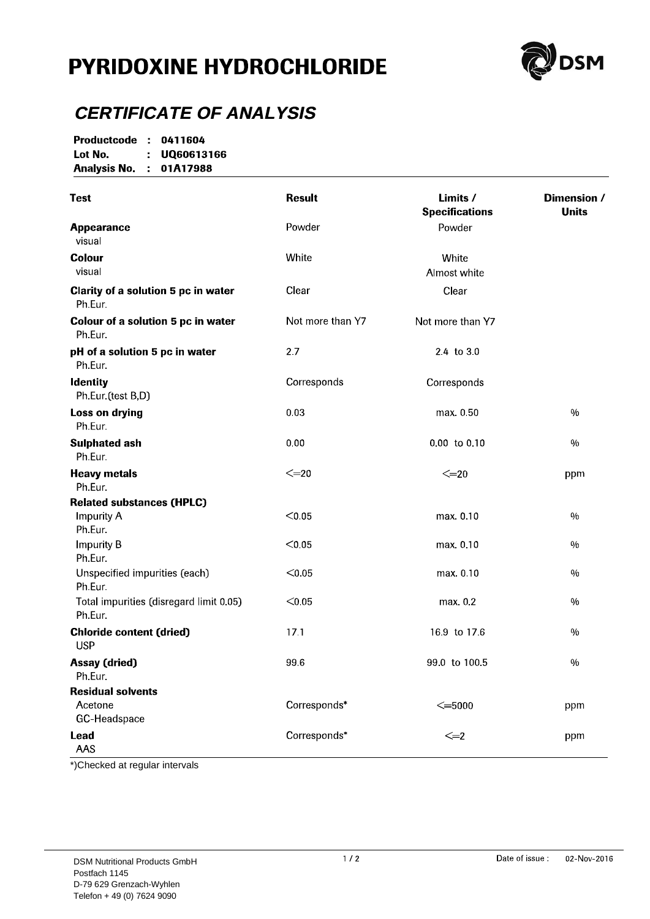# PYRIDOXINE HYDROCHLORIDE

DSM

## *CERTIFICATE OF ANALYSIS*

**Productcode : 0411604**
**Lot No. : UQ60613166**
**Analysis No. : 01A17988**

| Test | Result | Limits / Specifications | Dimension / Units |
|---|---|---|---|
| **Appearance**<br>visual | Powder | Powder | |
| **Colour**<br>visual | White | White<br>Almost white | |
| **Clarity of a solution 5 pc in water**<br>Ph.Eur. | Clear | Clear | |
| **Colour of a solution 5 pc in water**<br>Ph.Eur. | Not more than Y7 | Not more than Y7 | |
| **pH of a solution 5 pc in water**<br>Ph.Eur. | 2.7 | 2.4 to 3.0 | |
| **Identity**<br>Ph.Eur.(test B,D) | Corresponds | Corresponds | |
| **Loss on drying**<br>Ph.Eur. | 0.03 | max. 0.50 | % |
| **Sulphated ash**<br>Ph.Eur. | 0.00 | 0.00 to 0.10 | % |
| **Heavy metals**<br>Ph.Eur. | <=20 | <=20 | ppm |
| **Related substances (HPLC)** | | | |
| Impurity A<br>Ph.Eur. | <0.05 | max. 0.10 | % |
| Impurity B<br>Ph.Eur. | <0.05 | max. 0.10 | % |
| Unspecified impurities (each)<br>Ph.Eur. | <0.05 | max. 0.10 | % |
| Total impurities (disregard limit 0.05)<br>Ph.Eur. | <0.05 | max. 0.2 | % |
| **Chloride content (dried)**<br>USP | 17.1 | 16.9 to 17.6 | % |
| **Assay (dried)**<br>Ph.Eur. | 99.6 | 99.0 to 100.5 | % |
| **Residual solvents** | | | |
| Acetone<br>GC-Headspace | Corresponds* | <=5000 | ppm |
| **Lead**<br>AAS | Corresponds* | <=2 | ppm |

*)Checked at regular intervals

DSM Nutritional Products GmbH
Postfach 1145
D-79 629 Grenzach-Wyhlen
Telefon + 49 (0) 7624 9090

Date of issue : 02-Nov-2016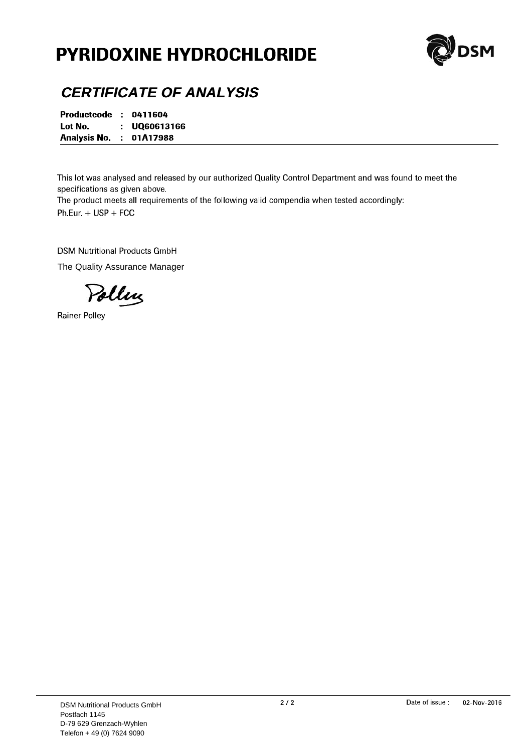# PYRIDOXINE HYDROCHLORIDE

## *CERTIFICATE OF ANALYSIS*

**Productcode : 0411604**
**Lot No. : UQ60613166**
**Analysis No. : 01A17988**

This lot was analysed and released by our authorized Quality Control Department and was found to meet the specifications as given above.
The product meets all requirements of the following valid compendia when tested accordingly:
Ph.Eur. + USP + FCC

DSM Nutritional Products GmbH
The Quality Assurance Manager

Rainer Polley

DSM Nutritional Products GmbH
Postfach 1145
D-79 629 Grenzach-Wyhlen
Telefon + 49 (0) 7624 9090

Date of issue : 02-Nov-2016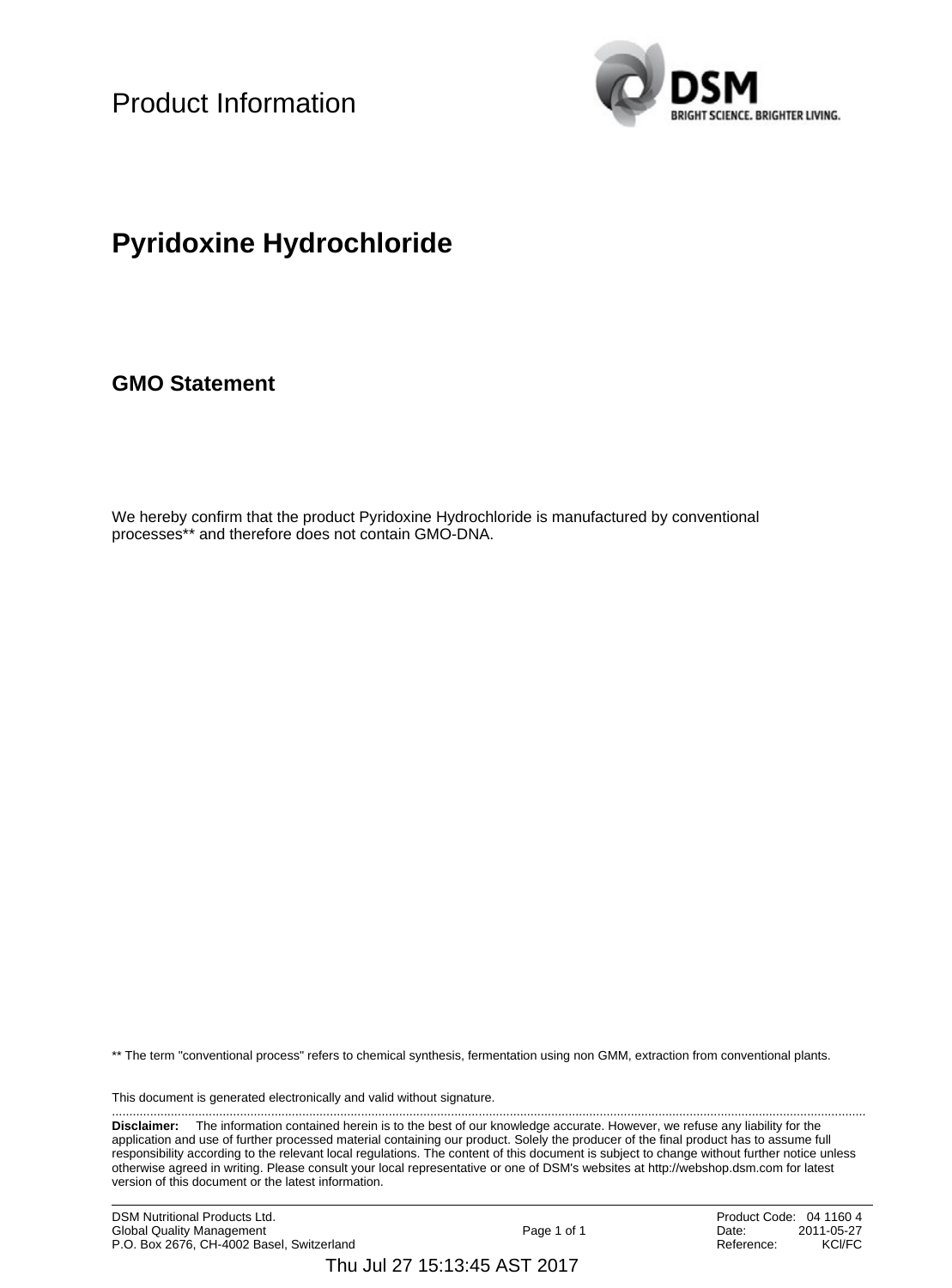Product Information

# Pyridoxine Hydrochloride

## GMO Statement

We hereby confirm that the product Pyridoxine Hydrochloride is manufactured by conventional processes** and therefore does not contain GMO-DNA.

** The term "conventional process" refers to chemical synthesis, fermentation using non GMM, extraction from conventional plants.

This document is generated electronically and valid without signature.

**Disclaimer:** The information contained herein is to the best of our knowledge accurate. However, we refuse any liability for the application and use of further processed material containing our product. Solely the producer of the final product has to assume full responsibility according to the relevant local regulations. The content of this document is subject to change without further notice unless otherwise agreed in writing. Please consult your local representative or one of DSM's websites at http://webshop.dsm.com for latest version of this document or the latest information.

DSM Nutritional Products Ltd.
Global Quality Management
P.O. Box 2676, CH-4002 Basel, Switzerland

Product Code: 04 1160 4
Date: 2011-05-27
Reference: KCl/FC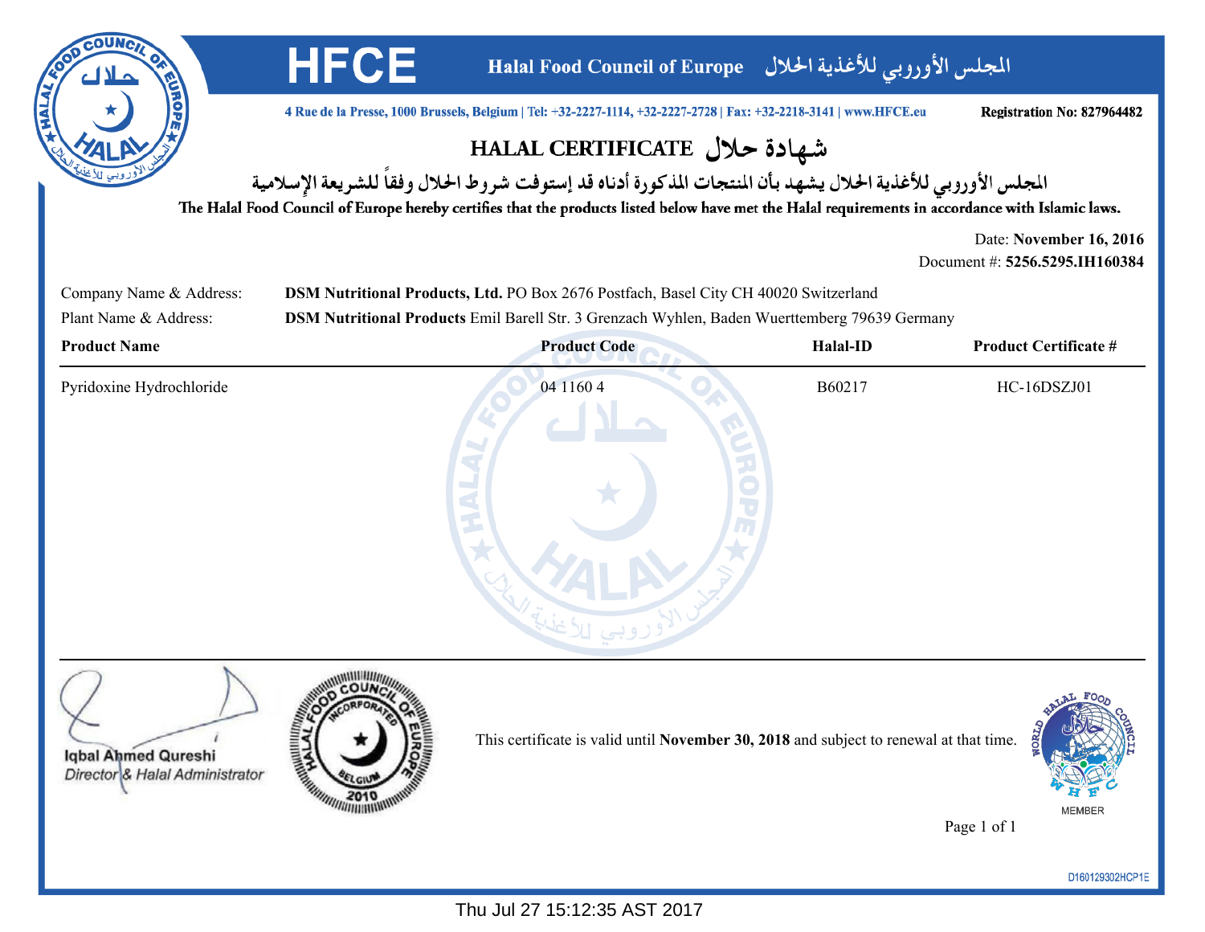# HFCE

**Halal Food Council of Europe** المجلس الأوروبي للأغذية الحلال

4 Rue de la Presse, 1000 Brussels, Belgium | Tel: +32-2227-1114, +32-2227-2728 | Fax: +32-2218-3141 | www.HFCE.eu

**Registration No: 827964482**

## HALAL CERTIFICATE شهادة حلال

المجلس الأوروبي للأغذية الحلال يشهد بأن المنتجات المذكورة أدناه قد إستوفت شروط الحلال وفقاً للشريعة الإسلامية

**The Halal Food Council of Europe hereby certifies that the products listed below have met the Halal requirements in accordance with Islamic laws.**

Date: **November 16, 2016**

Document #: **5256.5295.IH160384**

Company Name & Address: **DSM Nutritional Products, Ltd.** PO Box 2676 Postfach, Basel City CH 40020 Switzerland

Plant Name & Address: **DSM Nutritional Products** Emil Barell Str. 3 Grenzach Wyhlen, Baden Wuerttemberg 79639 Germany

| Product Name | Product Code | Halal-ID | Product Certificate # |
|---|---|---|---|
| Pyridoxine Hydrochloride | 04 1160 4 | B60217 | HC-16DSZJ01 |

Iqbal Ahmed Qureshi
*Director & Halal Administrator*

This certificate is valid until **November 30, 2018** and subject to renewal at that time.

MEMBER

D160129302HCP1E

Thu Jul 27 15:12:35 AST 2017